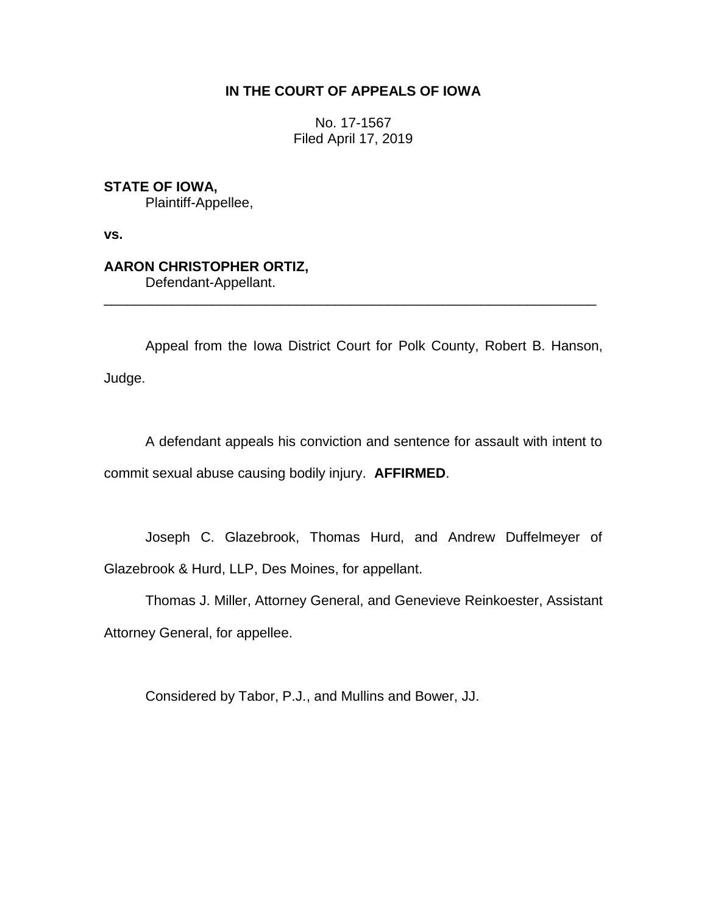**IN THE COURT OF APPEALS OF IOWA**

No. 17-1567
Filed April 17, 2019

**STATE OF IOWA,**
Plaintiff-Appellee,

**vs.**

**AARON CHRISTOPHER ORTIZ,**
Defendant-Appellant.

---

Appeal from the Iowa District Court for Polk County, Robert B. Hanson, Judge.

A defendant appeals his conviction and sentence for assault with intent to commit sexual abuse causing bodily injury. **AFFIRMED**.

Joseph C. Glazebrook, Thomas Hurd, and Andrew Duffelmeyer of Glazebrook & Hurd, LLP, Des Moines, for appellant.

Thomas J. Miller, Attorney General, and Genevieve Reinkoester, Assistant Attorney General, for appellee.

Considered by Tabor, P.J., and Mullins and Bower, JJ.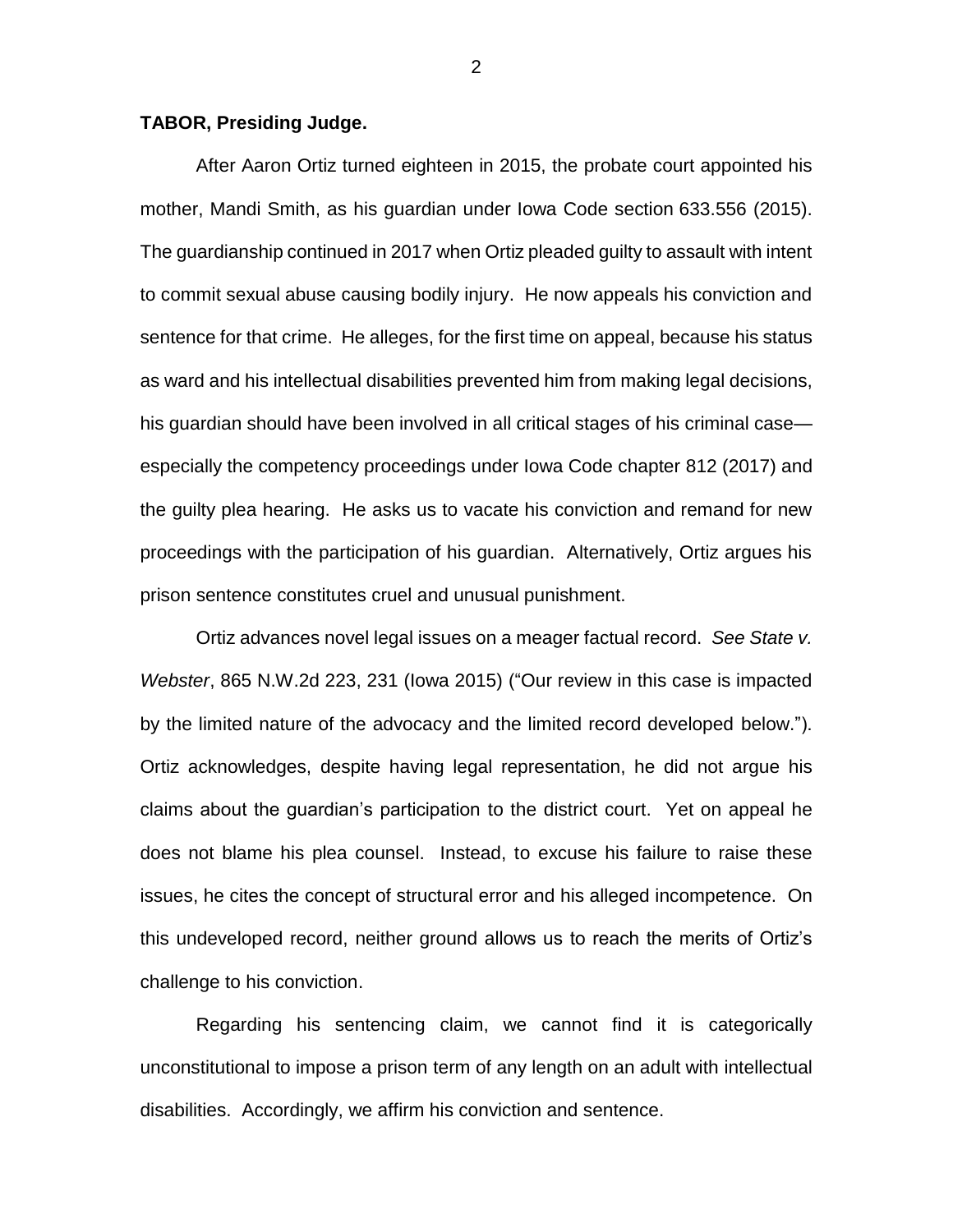**TABOR, Presiding Judge.**

After Aaron Ortiz turned eighteen in 2015, the probate court appointed his mother, Mandi Smith, as his guardian under Iowa Code section 633.556 (2015). The guardianship continued in 2017 when Ortiz pleaded guilty to assault with intent to commit sexual abuse causing bodily injury. He now appeals his conviction and sentence for that crime. He alleges, for the first time on appeal, because his status as ward and his intellectual disabilities prevented him from making legal decisions, his guardian should have been involved in all critical stages of his criminal case—especially the competency proceedings under Iowa Code chapter 812 (2017) and the guilty plea hearing. He asks us to vacate his conviction and remand for new proceedings with the participation of his guardian. Alternatively, Ortiz argues his prison sentence constitutes cruel and unusual punishment.

Ortiz advances novel legal issues on a meager factual record. *See State v. Webster*, 865 N.W.2d 223, 231 (Iowa 2015) ("Our review in this case is impacted by the limited nature of the advocacy and the limited record developed below."). Ortiz acknowledges, despite having legal representation, he did not argue his claims about the guardian's participation to the district court. Yet on appeal he does not blame his plea counsel. Instead, to excuse his failure to raise these issues, he cites the concept of structural error and his alleged incompetence. On this undeveloped record, neither ground allows us to reach the merits of Ortiz's challenge to his conviction.

Regarding his sentencing claim, we cannot find it is categorically unconstitutional to impose a prison term of any length on an adult with intellectual disabilities. Accordingly, we affirm his conviction and sentence.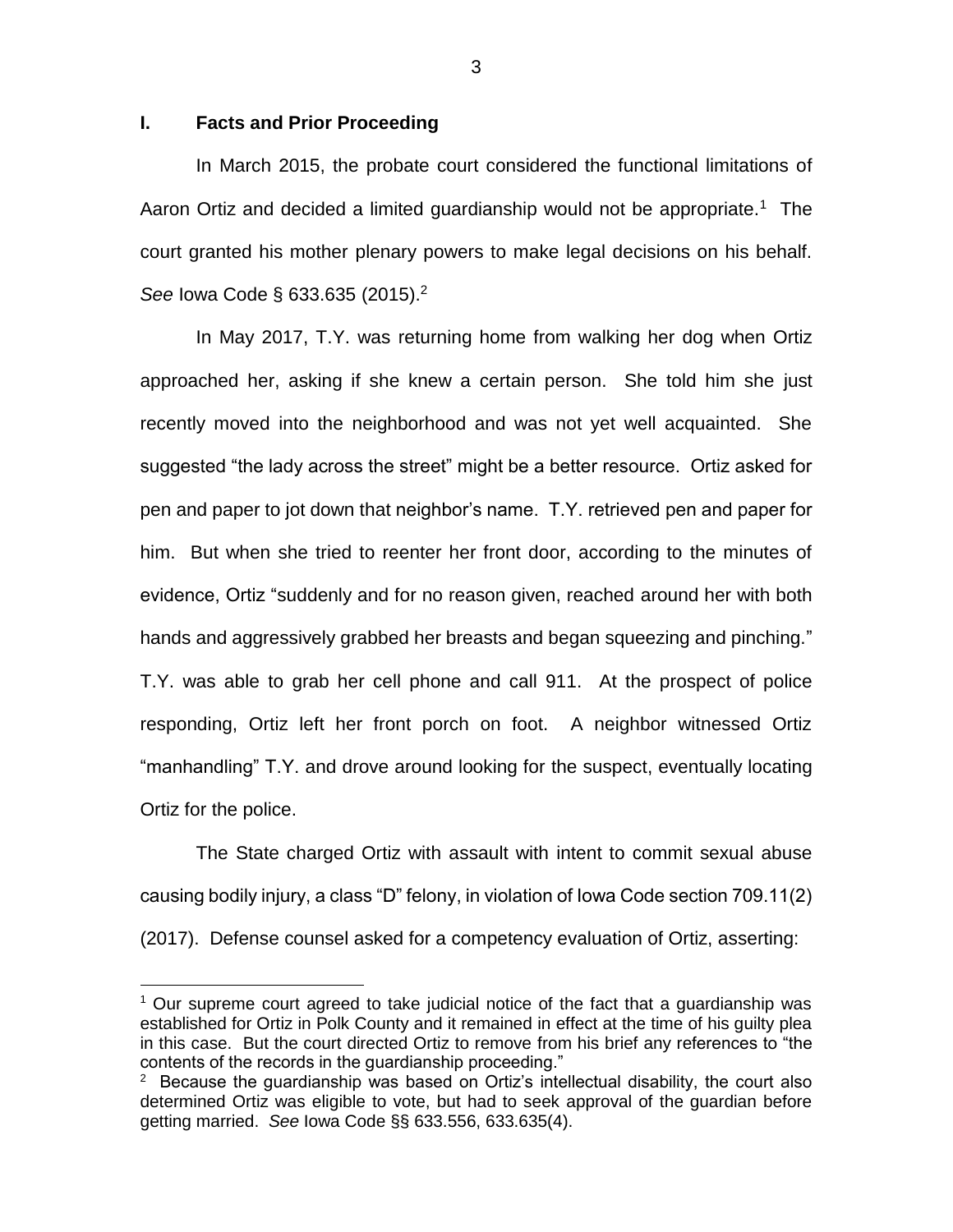## I. Facts and Prior Proceeding

In March 2015, the probate court considered the functional limitations of Aaron Ortiz and decided a limited guardianship would not be appropriate.[1] The court granted his mother plenary powers to make legal decisions on his behalf. *See* Iowa Code § 633.635 (2015).[2]

In May 2017, T.Y. was returning home from walking her dog when Ortiz approached her, asking if she knew a certain person. She told him she just recently moved into the neighborhood and was not yet well acquainted. She suggested "the lady across the street" might be a better resource. Ortiz asked for pen and paper to jot down that neighbor's name. T.Y. retrieved pen and paper for him. But when she tried to reenter her front door, according to the minutes of evidence, Ortiz "suddenly and for no reason given, reached around her with both hands and aggressively grabbed her breasts and began squeezing and pinching." T.Y. was able to grab her cell phone and call 911. At the prospect of police responding, Ortiz left her front porch on foot. A neighbor witnessed Ortiz "manhandling" T.Y. and drove around looking for the suspect, eventually locating Ortiz for the police.

The State charged Ortiz with assault with intent to commit sexual abuse causing bodily injury, a class "D" felony, in violation of Iowa Code section 709.11(2) (2017). Defense counsel asked for a competency evaluation of Ortiz, asserting:

---

[1] Our supreme court agreed to take judicial notice of the fact that a guardianship was established for Ortiz in Polk County and it remained in effect at the time of his guilty plea in this case. But the court directed Ortiz to remove from his brief any references to "the contents of the records in the guardianship proceeding."

[2] Because the guardianship was based on Ortiz's intellectual disability, the court also determined Ortiz was eligible to vote, but had to seek approval of the guardian before getting married. *See* Iowa Code §§ 633.556, 633.635(4).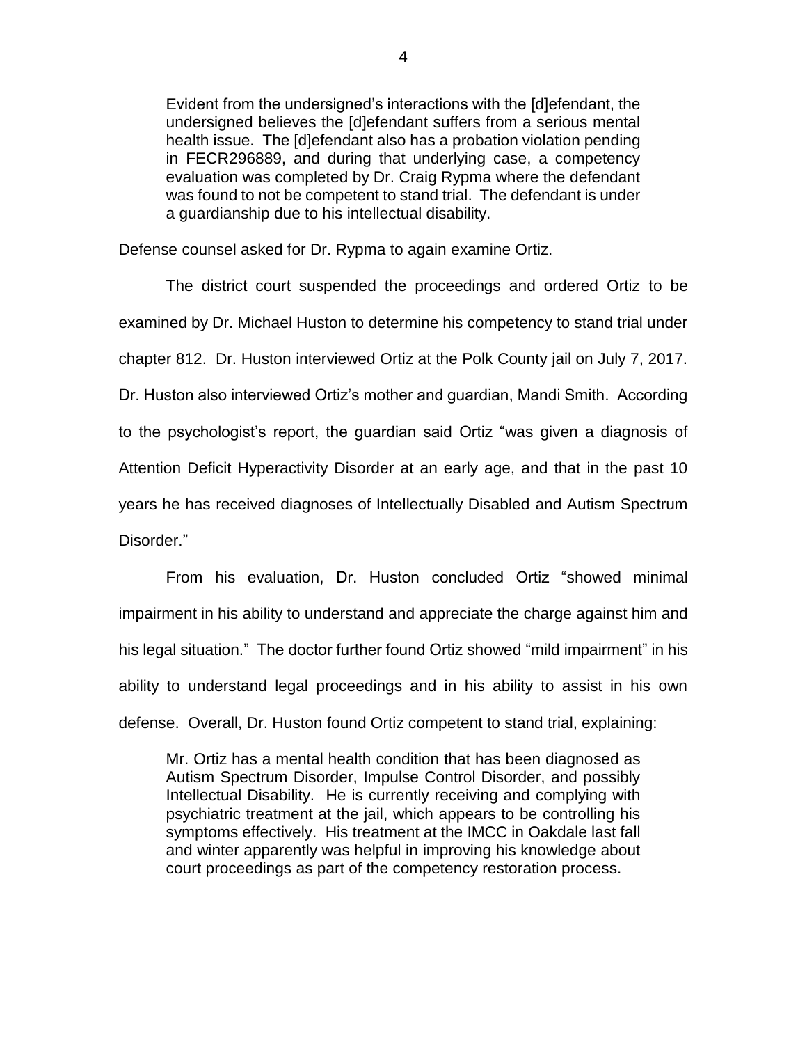> Evident from the undersigned's interactions with the [d]efendant, the undersigned believes the [d]efendant suffers from a serious mental health issue. The [d]efendant also has a probation violation pending in FECR296889, and during that underlying case, a competency evaluation was completed by Dr. Craig Rypma where the defendant was found to not be competent to stand trial. The defendant is under a guardianship due to his intellectual disability.

Defense counsel asked for Dr. Rypma to again examine Ortiz.

The district court suspended the proceedings and ordered Ortiz to be examined by Dr. Michael Huston to determine his competency to stand trial under chapter 812. Dr. Huston interviewed Ortiz at the Polk County jail on July 7, 2017. Dr. Huston also interviewed Ortiz's mother and guardian, Mandi Smith. According to the psychologist's report, the guardian said Ortiz "was given a diagnosis of Attention Deficit Hyperactivity Disorder at an early age, and that in the past 10 years he has received diagnoses of Intellectually Disabled and Autism Spectrum Disorder."

From his evaluation, Dr. Huston concluded Ortiz "showed minimal impairment in his ability to understand and appreciate the charge against him and his legal situation." The doctor further found Ortiz showed "mild impairment" in his ability to understand legal proceedings and in his ability to assist in his own defense. Overall, Dr. Huston found Ortiz competent to stand trial, explaining:

> Mr. Ortiz has a mental health condition that has been diagnosed as Autism Spectrum Disorder, Impulse Control Disorder, and possibly Intellectual Disability. He is currently receiving and complying with psychiatric treatment at the jail, which appears to be controlling his symptoms effectively. His treatment at the IMCC in Oakdale last fall and winter apparently was helpful in improving his knowledge about court proceedings as part of the competency restoration process.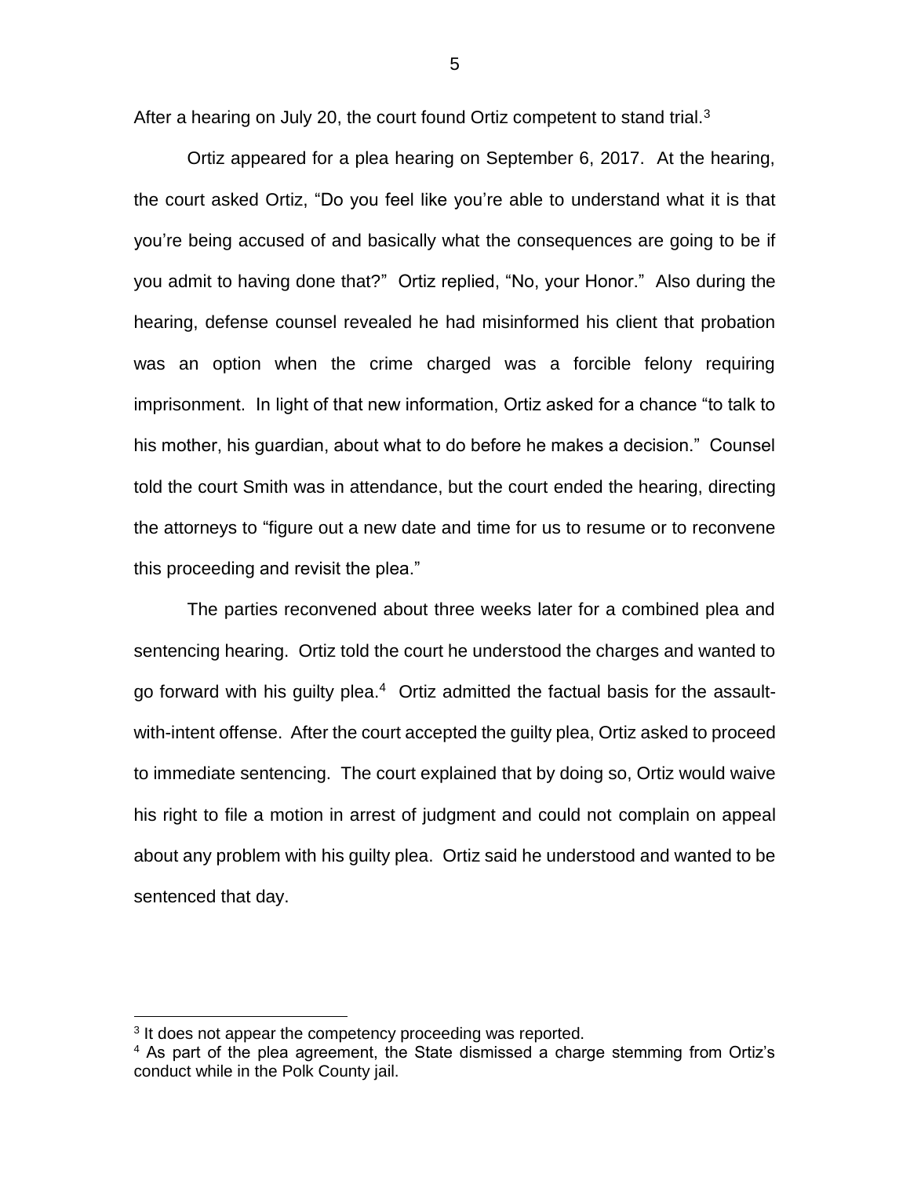After a hearing on July 20, the court found Ortiz competent to stand trial.[3]

Ortiz appeared for a plea hearing on September 6, 2017. At the hearing, the court asked Ortiz, "Do you feel like you're able to understand what it is that you're being accused of and basically what the consequences are going to be if you admit to having done that?" Ortiz replied, "No, your Honor." Also during the hearing, defense counsel revealed he had misinformed his client that probation was an option when the crime charged was a forcible felony requiring imprisonment. In light of that new information, Ortiz asked for a chance "to talk to his mother, his guardian, about what to do before he makes a decision." Counsel told the court Smith was in attendance, but the court ended the hearing, directing the attorneys to "figure out a new date and time for us to resume or to reconvene this proceeding and revisit the plea."

The parties reconvened about three weeks later for a combined plea and sentencing hearing. Ortiz told the court he understood the charges and wanted to go forward with his guilty plea.[4] Ortiz admitted the factual basis for the assault-with-intent offense. After the court accepted the guilty plea, Ortiz asked to proceed to immediate sentencing. The court explained that by doing so, Ortiz would waive his right to file a motion in arrest of judgment and could not complain on appeal about any problem with his guilty plea. Ortiz said he understood and wanted to be sentenced that day.

[3] It does not appear the competency proceeding was reported.

[4] As part of the plea agreement, the State dismissed a charge stemming from Ortiz's conduct while in the Polk County jail.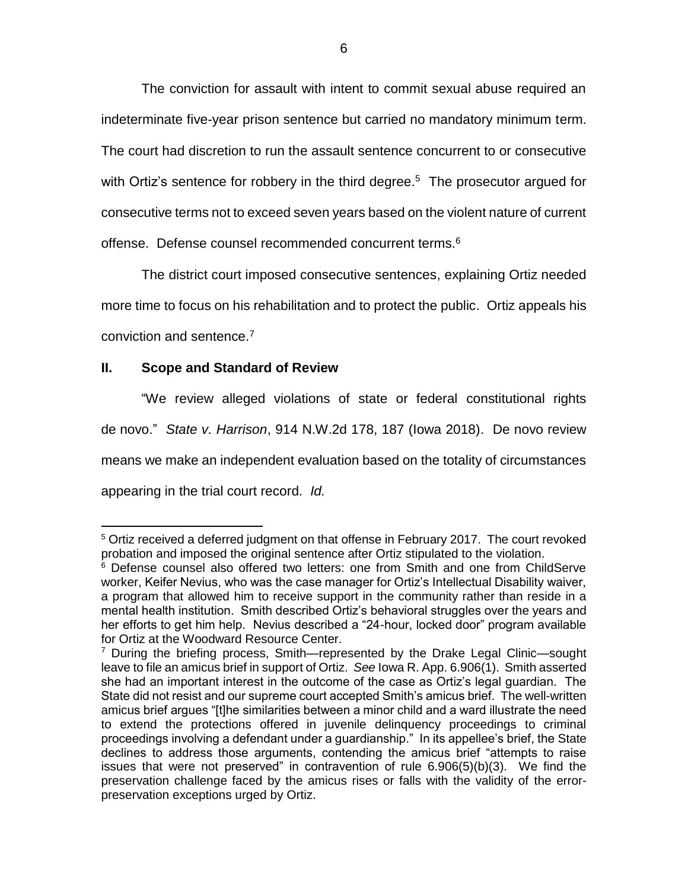The conviction for assault with intent to commit sexual abuse required an indeterminate five-year prison sentence but carried no mandatory minimum term. The court had discretion to run the assault sentence concurrent to or consecutive with Ortiz's sentence for robbery in the third degree.[5] The prosecutor argued for consecutive terms not to exceed seven years based on the violent nature of current offense. Defense counsel recommended concurrent terms.[6]

The district court imposed consecutive sentences, explaining Ortiz needed more time to focus on his rehabilitation and to protect the public. Ortiz appeals his conviction and sentence.[7]

## II. Scope and Standard of Review

"We review alleged violations of state or federal constitutional rights de novo." *State v. Harrison*, 914 N.W.2d 178, 187 (Iowa 2018). De novo review means we make an independent evaluation based on the totality of circumstances appearing in the trial court record. *Id.*

---

[5] Ortiz received a deferred judgment on that offense in February 2017. The court revoked probation and imposed the original sentence after Ortiz stipulated to the violation.

[6] Defense counsel also offered two letters: one from Smith and one from ChildServe worker, Keifer Nevius, who was the case manager for Ortiz's Intellectual Disability waiver, a program that allowed him to receive support in the community rather than reside in a mental health institution. Smith described Ortiz's behavioral struggles over the years and her efforts to get him help. Nevius described a "24-hour, locked door" program available for Ortiz at the Woodward Resource Center.

[7] During the briefing process, Smith—represented by the Drake Legal Clinic—sought leave to file an amicus brief in support of Ortiz. *See* Iowa R. App. 6.906(1). Smith asserted she had an important interest in the outcome of the case as Ortiz's legal guardian. The State did not resist and our supreme court accepted Smith's amicus brief. The well-written amicus brief argues "[t]he similarities between a minor child and a ward illustrate the need to extend the protections offered in juvenile delinquency proceedings to criminal proceedings involving a defendant under a guardianship." In its appellee's brief, the State declines to address those arguments, contending the amicus brief "attempts to raise issues that were not preserved" in contravention of rule 6.906(5)(b)(3). We find the preservation challenge faced by the amicus rises or falls with the validity of the error-preservation exceptions urged by Ortiz.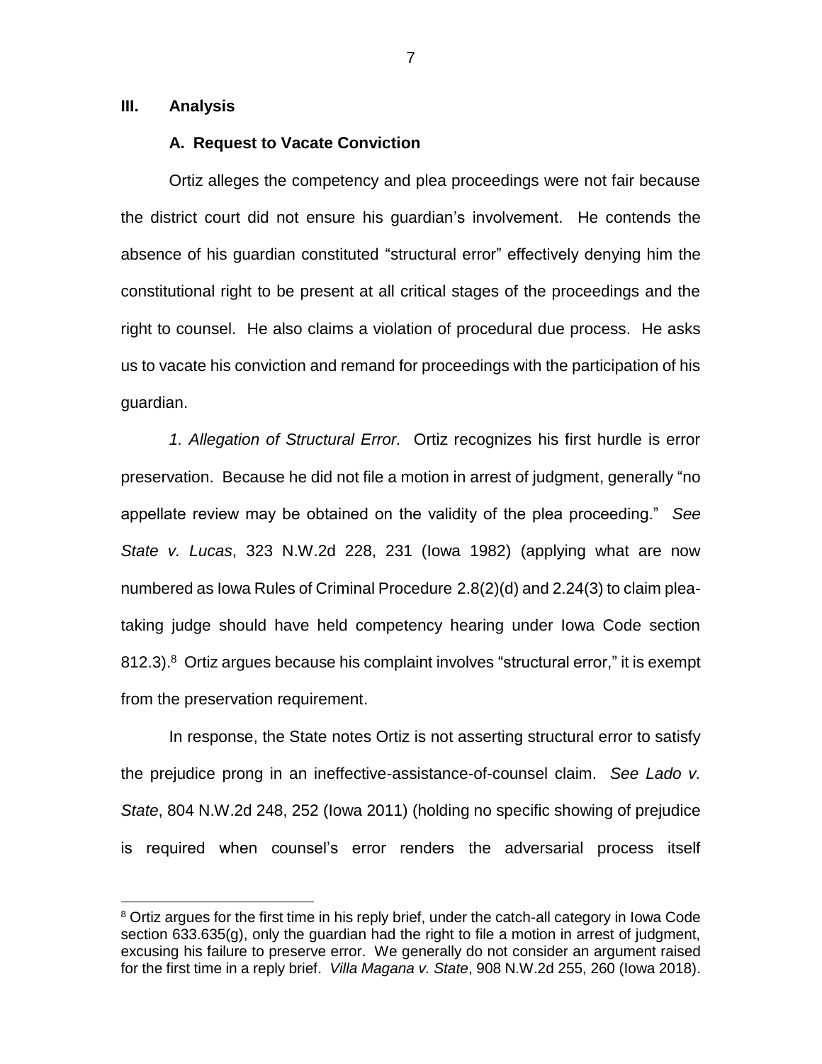### III. Analysis

#### A. Request to Vacate Conviction

Ortiz alleges the competency and plea proceedings were not fair because the district court did not ensure his guardian's involvement. He contends the absence of his guardian constituted "structural error" effectively denying him the constitutional right to be present at all critical stages of the proceedings and the right to counsel. He also claims a violation of procedural due process. He asks us to vacate his conviction and remand for proceedings with the participation of his guardian.

*1. Allegation of Structural Error.* Ortiz recognizes his first hurdle is error preservation. Because he did not file a motion in arrest of judgment, generally "no appellate review may be obtained on the validity of the plea proceeding." *See State v. Lucas*, 323 N.W.2d 228, 231 (Iowa 1982) (applying what are now numbered as Iowa Rules of Criminal Procedure 2.8(2)(d) and 2.24(3) to claim plea-taking judge should have held competency hearing under Iowa Code section 812.3).[8] Ortiz argues because his complaint involves "structural error," it is exempt from the preservation requirement.

In response, the State notes Ortiz is not asserting structural error to satisfy the prejudice prong in an ineffective-assistance-of-counsel claim. *See Lado v. State*, 804 N.W.2d 248, 252 (Iowa 2011) (holding no specific showing of prejudice is required when counsel's error renders the adversarial process itself

[8] Ortiz argues for the first time in his reply brief, under the catch-all category in Iowa Code section 633.635(g), only the guardian had the right to file a motion in arrest of judgment, excusing his failure to preserve error. We generally do not consider an argument raised for the first time in a reply brief. *Villa Magana v. State*, 908 N.W.2d 255, 260 (Iowa 2018).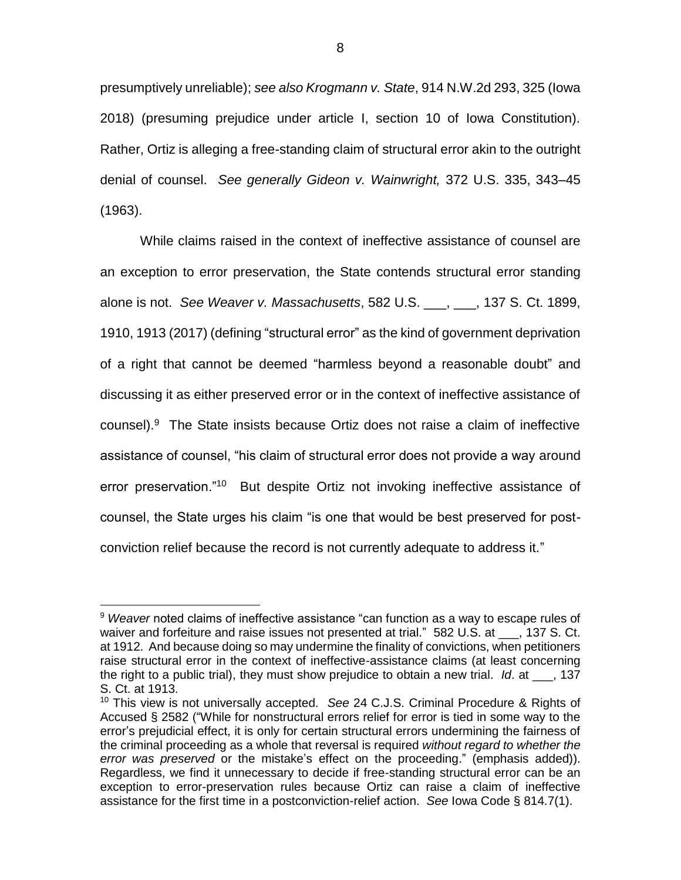presumptively unreliable); *see also Krogmann v. State*, 914 N.W.2d 293, 325 (Iowa 2018) (presuming prejudice under article I, section 10 of Iowa Constitution). Rather, Ortiz is alleging a free-standing claim of structural error akin to the outright denial of counsel. *See generally Gideon v. Wainwright,* 372 U.S. 335, 343–45 (1963).

While claims raised in the context of ineffective assistance of counsel are an exception to error preservation, the State contends structural error standing alone is not. *See Weaver v. Massachusetts*, 582 U.S. ___, ___, 137 S. Ct. 1899, 1910, 1913 (2017) (defining "structural error" as the kind of government deprivation of a right that cannot be deemed "harmless beyond a reasonable doubt" and discussing it as either preserved error or in the context of ineffective assistance of counsel).[9] The State insists because Ortiz does not raise a claim of ineffective assistance of counsel, "his claim of structural error does not provide a way around error preservation."[10] But despite Ortiz not invoking ineffective assistance of counsel, the State urges his claim "is one that would be best preserved for post-conviction relief because the record is not currently adequate to address it."

---

[9] *Weaver* noted claims of ineffective assistance "can function as a way to escape rules of waiver and forfeiture and raise issues not presented at trial." 582 U.S. at ___, 137 S. Ct. at 1912. And because doing so may undermine the finality of convictions, when petitioners raise structural error in the context of ineffective-assistance claims (at least concerning the right to a public trial), they must show prejudice to obtain a new trial. *Id*. at ___, 137 S. Ct. at 1913.

[10] This view is not universally accepted. *See* 24 C.J.S. Criminal Procedure & Rights of Accused § 2582 ("While for nonstructural errors relief for error is tied in some way to the error's prejudicial effect, it is only for certain structural errors undermining the fairness of the criminal proceeding as a whole that reversal is required *without regard to whether the error was preserved* or the mistake's effect on the proceeding." (emphasis added)). Regardless, we find it unnecessary to decide if free-standing structural error can be an exception to error-preservation rules because Ortiz can raise a claim of ineffective assistance for the first time in a postconviction-relief action. *See* Iowa Code § 814.7(1).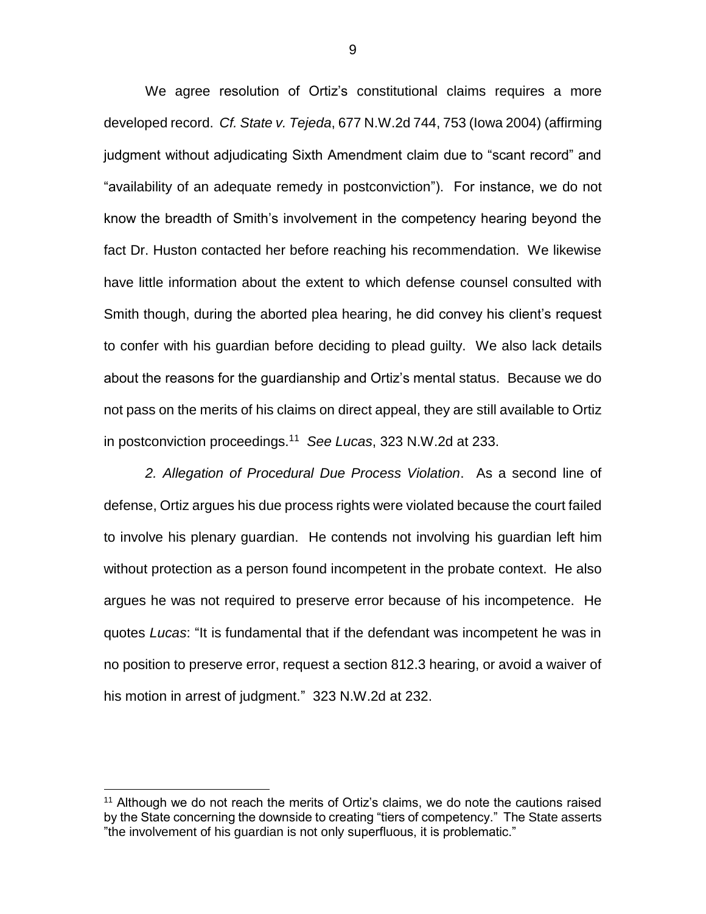We agree resolution of Ortiz's constitutional claims requires a more developed record. *Cf. State v. Tejeda*, 677 N.W.2d 744, 753 (Iowa 2004) (affirming judgment without adjudicating Sixth Amendment claim due to "scant record" and "availability of an adequate remedy in postconviction"). For instance, we do not know the breadth of Smith's involvement in the competency hearing beyond the fact Dr. Huston contacted her before reaching his recommendation. We likewise have little information about the extent to which defense counsel consulted with Smith though, during the aborted plea hearing, he did convey his client's request to confer with his guardian before deciding to plead guilty. We also lack details about the reasons for the guardianship and Ortiz's mental status. Because we do not pass on the merits of his claims on direct appeal, they are still available to Ortiz in postconviction proceedings.[11] *See Lucas*, 323 N.W.2d at 233.

*2. Allegation of Procedural Due Process Violation*. As a second line of defense, Ortiz argues his due process rights were violated because the court failed to involve his plenary guardian. He contends not involving his guardian left him without protection as a person found incompetent in the probate context. He also argues he was not required to preserve error because of his incompetence. He quotes *Lucas*: "It is fundamental that if the defendant was incompetent he was in no position to preserve error, request a section 812.3 hearing, or avoid a waiver of his motion in arrest of judgment." 323 N.W.2d at 232.

---

[11] Although we do not reach the merits of Ortiz's claims, we do note the cautions raised by the State concerning the downside to creating "tiers of competency." The State asserts "the involvement of his guardian is not only superfluous, it is problematic."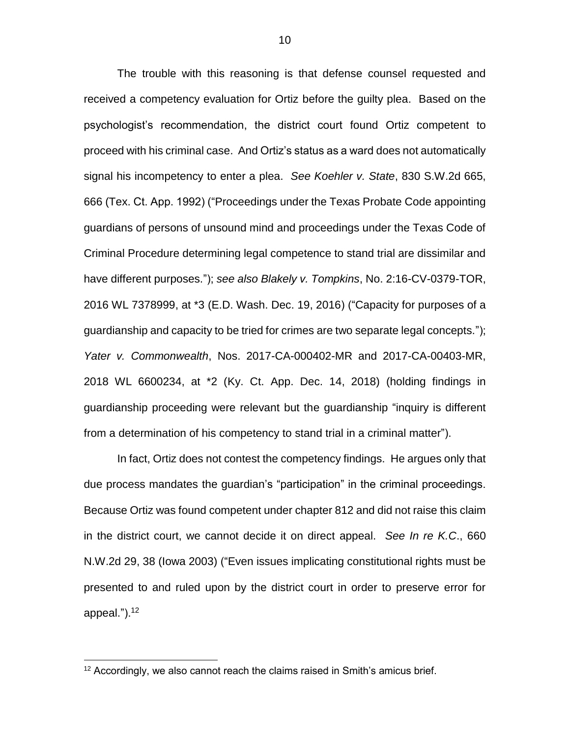The trouble with this reasoning is that defense counsel requested and received a competency evaluation for Ortiz before the guilty plea. Based on the psychologist's recommendation, the district court found Ortiz competent to proceed with his criminal case. And Ortiz's status as a ward does not automatically signal his incompetency to enter a plea. *See Koehler v. State*, 830 S.W.2d 665, 666 (Tex. Ct. App. 1992) ("Proceedings under the Texas Probate Code appointing guardians of persons of unsound mind and proceedings under the Texas Code of Criminal Procedure determining legal competence to stand trial are dissimilar and have different purposes."); *see also Blakely v. Tompkins*, No. 2:16-CV-0379-TOR, 2016 WL 7378999, at *3 (E.D. Wash. Dec. 19, 2016) ("Capacity for purposes of a guardianship and capacity to be tried for crimes are two separate legal concepts."); *Yater v. Commonwealth*, Nos. 2017-CA-000402-MR and 2017-CA-00403-MR, 2018 WL 6600234, at *2 (Ky. Ct. App. Dec. 14, 2018) (holding findings in guardianship proceeding were relevant but the guardianship "inquiry is different from a determination of his competency to stand trial in a criminal matter").

In fact, Ortiz does not contest the competency findings. He argues only that due process mandates the guardian's "participation" in the criminal proceedings. Because Ortiz was found competent under chapter 812 and did not raise this claim in the district court, we cannot decide it on direct appeal. *See In re K.C.*, 660 N.W.2d 29, 38 (Iowa 2003) ("Even issues implicating constitutional rights must be presented to and ruled upon by the district court in order to preserve error for appeal.").[12]

---

[12] Accordingly, we also cannot reach the claims raised in Smith's amicus brief.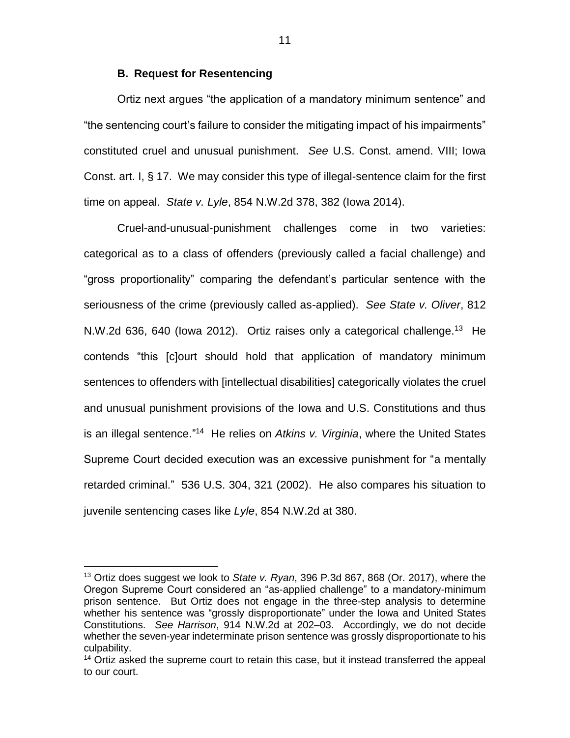### B. Request for Resentencing

Ortiz next argues "the application of a mandatory minimum sentence" and "the sentencing court's failure to consider the mitigating impact of his impairments" constituted cruel and unusual punishment. *See* U.S. Const. amend. VIII; Iowa Const. art. I, § 17. We may consider this type of illegal-sentence claim for the first time on appeal. *State v. Lyle*, 854 N.W.2d 378, 382 (Iowa 2014).

Cruel-and-unusual-punishment challenges come in two varieties: categorical as to a class of offenders (previously called a facial challenge) and "gross proportionality" comparing the defendant's particular sentence with the seriousness of the crime (previously called as-applied). *See State v. Oliver*, 812 N.W.2d 636, 640 (Iowa 2012). Ortiz raises only a categorical challenge.[13] He contends "this [c]ourt should hold that application of mandatory minimum sentences to offenders with [intellectual disabilities] categorically violates the cruel and unusual punishment provisions of the Iowa and U.S. Constitutions and thus is an illegal sentence."[14] He relies on *Atkins v. Virginia*, where the United States Supreme Court decided execution was an excessive punishment for "a mentally retarded criminal." 536 U.S. 304, 321 (2002). He also compares his situation to juvenile sentencing cases like *Lyle*, 854 N.W.2d at 380.

---

[13] Ortiz does suggest we look to *State v. Ryan*, 396 P.3d 867, 868 (Or. 2017), where the Oregon Supreme Court considered an "as-applied challenge" to a mandatory-minimum prison sentence. But Ortiz does not engage in the three-step analysis to determine whether his sentence was "grossly disproportionate" under the Iowa and United States Constitutions. *See Harrison*, 914 N.W.2d at 202–03. Accordingly, we do not decide whether the seven-year indeterminate prison sentence was grossly disproportionate to his culpability.

[14] Ortiz asked the supreme court to retain this case, but it instead transferred the appeal to our court.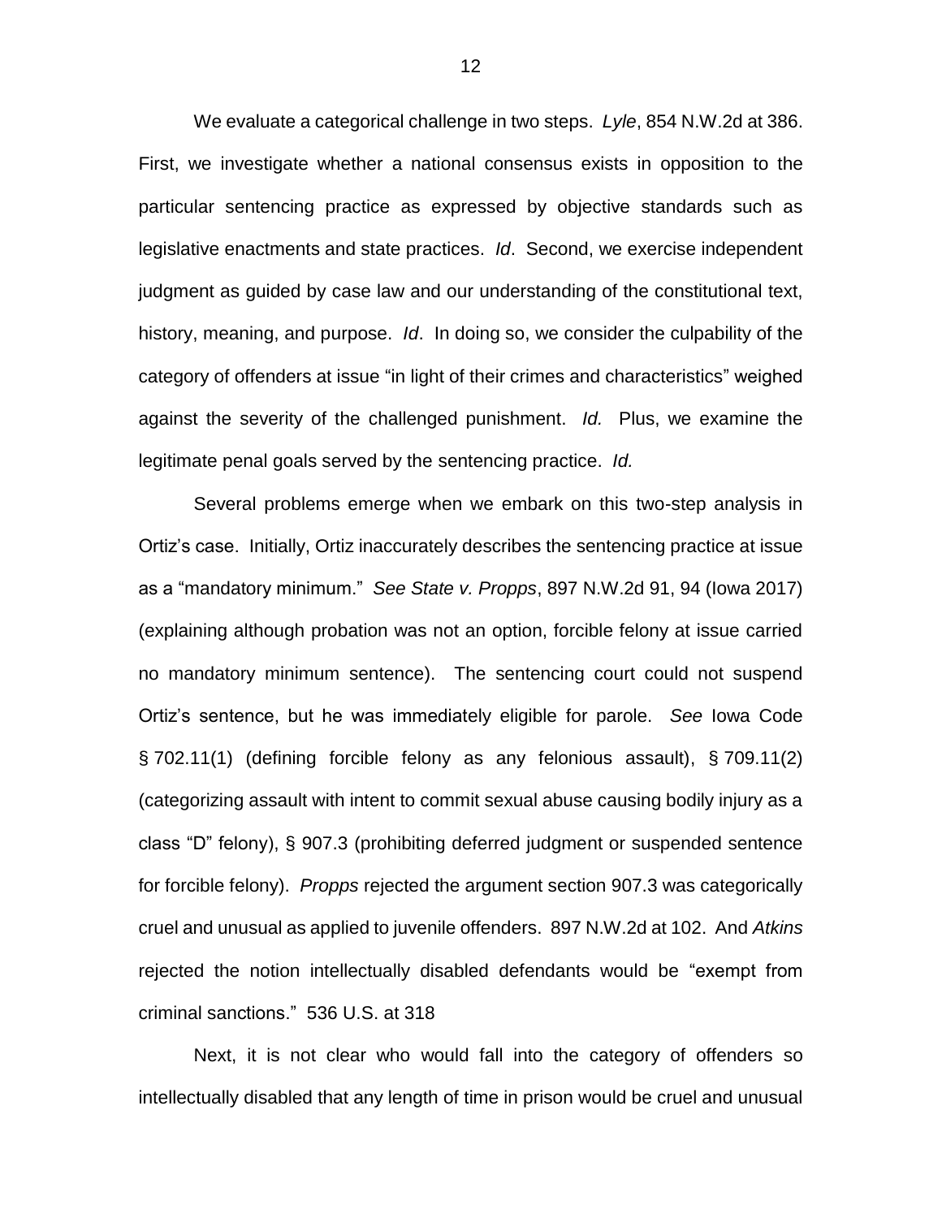We evaluate a categorical challenge in two steps. *Lyle*, 854 N.W.2d at 386. First, we investigate whether a national consensus exists in opposition to the particular sentencing practice as expressed by objective standards such as legislative enactments and state practices. *Id*. Second, we exercise independent judgment as guided by case law and our understanding of the constitutional text, history, meaning, and purpose. *Id*. In doing so, we consider the culpability of the category of offenders at issue "in light of their crimes and characteristics" weighed against the severity of the challenged punishment. *Id.* Plus, we examine the legitimate penal goals served by the sentencing practice. *Id.*

Several problems emerge when we embark on this two-step analysis in Ortiz's case. Initially, Ortiz inaccurately describes the sentencing practice at issue as a "mandatory minimum." *See State v. Propps*, 897 N.W.2d 91, 94 (Iowa 2017) (explaining although probation was not an option, forcible felony at issue carried no mandatory minimum sentence). The sentencing court could not suspend Ortiz's sentence, but he was immediately eligible for parole. *See* Iowa Code § 702.11(1) (defining forcible felony as any felonious assault), § 709.11(2) (categorizing assault with intent to commit sexual abuse causing bodily injury as a class "D" felony), § 907.3 (prohibiting deferred judgment or suspended sentence for forcible felony). *Propps* rejected the argument section 907.3 was categorically cruel and unusual as applied to juvenile offenders. 897 N.W.2d at 102. And *Atkins* rejected the notion intellectually disabled defendants would be "exempt from criminal sanctions." 536 U.S. at 318

Next, it is not clear who would fall into the category of offenders so intellectually disabled that any length of time in prison would be cruel and unusual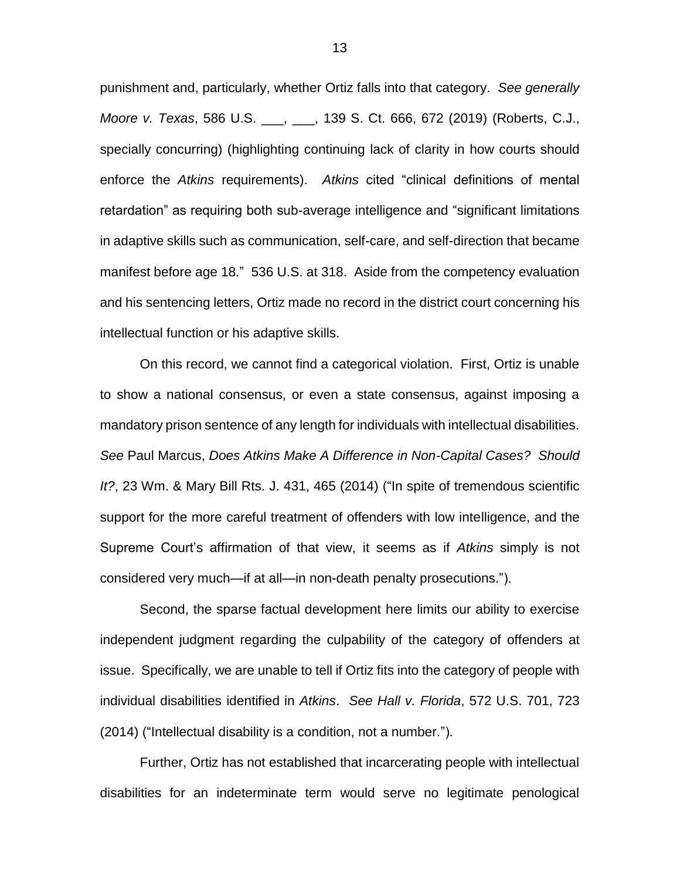punishment and, particularly, whether Ortiz falls into that category. *See generally Moore v. Texas*, 586 U.S. ___, ___, 139 S. Ct. 666, 672 (2019) (Roberts, C.J., specially concurring) (highlighting continuing lack of clarity in how courts should enforce the *Atkins* requirements). *Atkins* cited "clinical definitions of mental retardation" as requiring both sub-average intelligence and "significant limitations in adaptive skills such as communication, self-care, and self-direction that became manifest before age 18." 536 U.S. at 318. Aside from the competency evaluation and his sentencing letters, Ortiz made no record in the district court concerning his intellectual function or his adaptive skills.

On this record, we cannot find a categorical violation. First, Ortiz is unable to show a national consensus, or even a state consensus, against imposing a mandatory prison sentence of any length for individuals with intellectual disabilities. *See* Paul Marcus, *Does Atkins Make A Difference in Non-Capital Cases? Should It?*, 23 Wm. & Mary Bill Rts. J. 431, 465 (2014) ("In spite of tremendous scientific support for the more careful treatment of offenders with low intelligence, and the Supreme Court's affirmation of that view, it seems as if *Atkins* simply is not considered very much—if at all—in non-death penalty prosecutions.").

Second, the sparse factual development here limits our ability to exercise independent judgment regarding the culpability of the category of offenders at issue. Specifically, we are unable to tell if Ortiz fits into the category of people with individual disabilities identified in *Atkins*. *See Hall v. Florida*, 572 U.S. 701, 723 (2014) ("Intellectual disability is a condition, not a number.").

Further, Ortiz has not established that incarcerating people with intellectual disabilities for an indeterminate term would serve no legitimate penological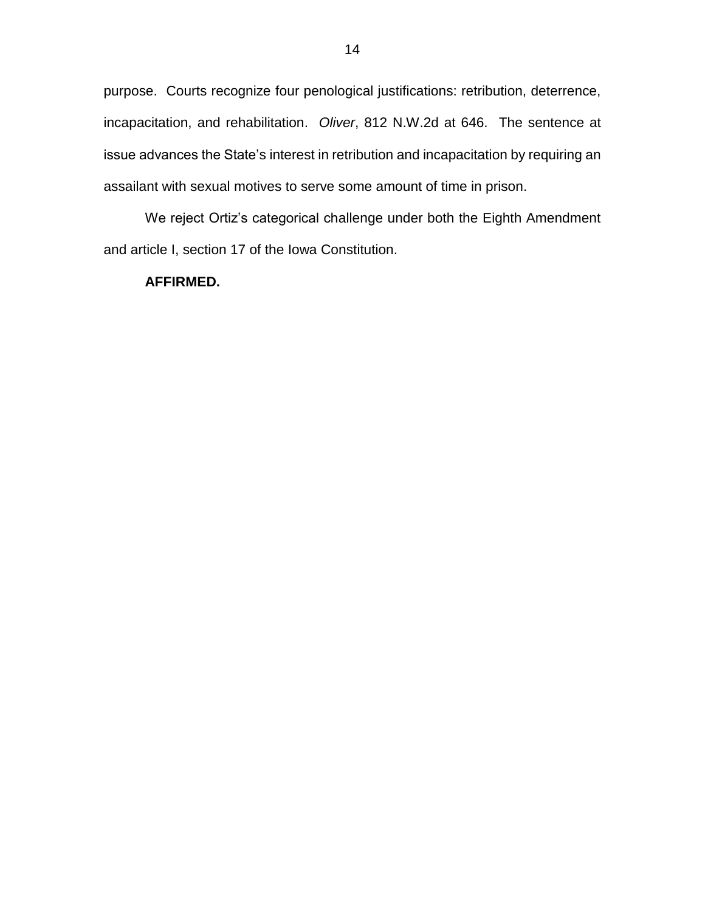purpose. Courts recognize four penological justifications: retribution, deterrence, incapacitation, and rehabilitation. *Oliver*, 812 N.W.2d at 646. The sentence at issue advances the State's interest in retribution and incapacitation by requiring an assailant with sexual motives to serve some amount of time in prison.

We reject Ortiz's categorical challenge under both the Eighth Amendment and article I, section 17 of the Iowa Constitution.

**AFFIRMED.**